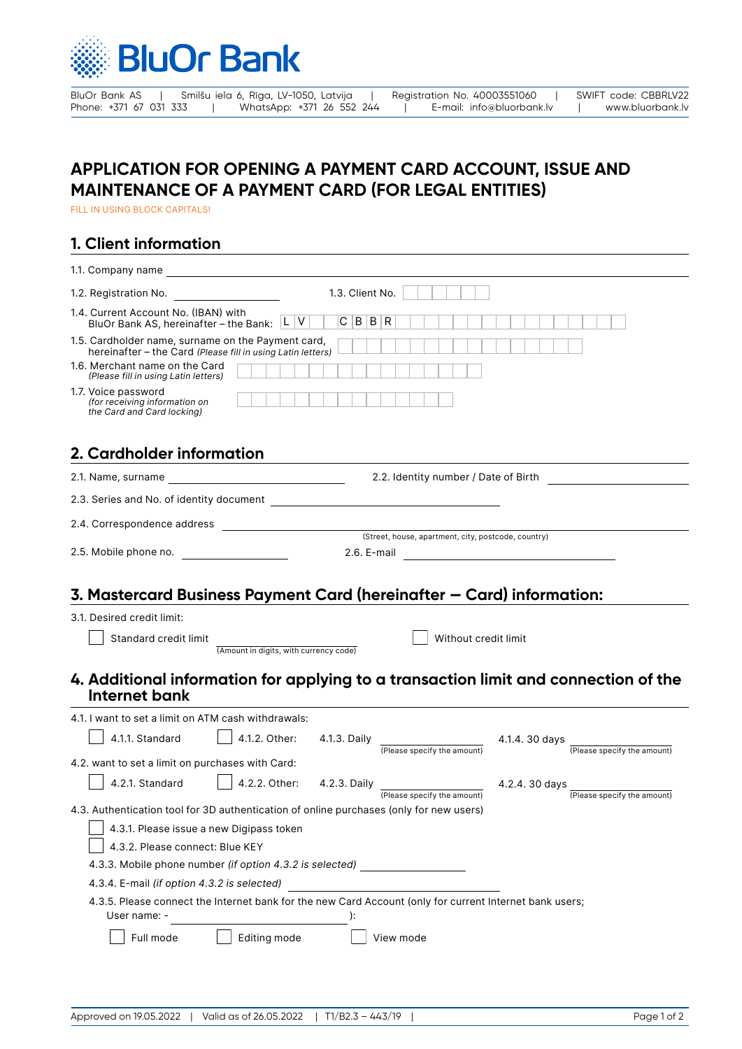BluOr Bank

BluOr Bank AS | Smilšu iela 6, Rīga, LV-1050, Latvija | Registration No. 40003551060 | SWIFT code: CBBRLV22
Phone: +371 67 031 333 | WhatsApp: +371 26 552 244 | E-mail: info@bluorbank.lv | www.bluorbank.lv

# APPLICATION FOR OPENING A PAYMENT CARD ACCOUNT, ISSUE AND MAINTENANCE OF A PAYMENT CARD (FOR LEGAL ENTITIES)

FILL IN USING BLOCK CAPITALS!

## 1. Client information

1.1. Company name ____________________

1.2. Registration No. ____________________ 1.3. Client No. ☐☐☐☐☐☐

1.4. Current Account No. (IBAN) with BluOr Bank AS, hereinafter – the Bank: L V ☐☐ C B B R ☐☐☐☐☐☐☐☐☐☐☐☐☐☐☐

1.5. Cardholder name, surname on the Payment card, hereinafter – the Card *(Please fill in using Latin letters)* ☐☐☐☐☐☐☐☐☐☐☐☐☐☐☐☐☐

1.6. Merchant name on the Card *(Please fill in using Latin letters)* ☐☐☐☐☐☐☐☐☐☐☐☐☐☐☐☐☐

1.7. Voice password *(for receiving information on the Card and Card locking)* ☐☐☐☐☐☐☐☐☐☐☐☐☐☐☐

## 2. Cardholder information

2.1. Name, surname ____________________ 2.2. Identity number / Date of Birth ____________________

2.3. Series and No. of identity document ____________________

2.4. Correspondence address ____________________
(Street, house, apartment, city, postcode, country)

2.5. Mobile phone no. ____________________ 2.6. E-mail ____________________

## 3. Mastercard Business Payment Card (hereinafter – Card) information:

3.1. Desired credit limit:

☐ Standard credit limit ____________________ (Amount in digits, with currency code) ☐ Without credit limit

## 4. Additional information for applying to a transaction limit and connection of the Internet bank

4.1. I want to set a limit on ATM cash withdrawals:

☐ 4.1.1. Standard ☐ 4.1.2. Other: 4.1.3. Daily ____________________ (Please specify the amount) 4.1.4. 30 days ____________________ (Please specify the amount)

4.2. want to set a limit on purchases with Card:

☐ 4.2.1. Standard ☐ 4.2.2. Other: 4.2.3. Daily ____________________ (Please specify the amount) 4.2.4. 30 days ____________________ (Please specify the amount)

4.3. Authentication tool for 3D authentication of online purchases (only for new users)

☐ 4.3.1. Please issue a new Digipass token

☐ 4.3.2. Please connect: Blue KEY

4.3.3. Mobile phone number *(if option 4.3.2 is selected)* ____________________

4.3.4. E-mail *(if option 4.3.2 is selected)* ____________________

4.3.5. Please connect the Internet bank for the new Card Account (only for current Internet bank users; User name: - ____________________):

☐ Full mode ☐ Editing mode ☐ View mode

Approved on 19.05.2022 | Valid as of 26.05.2022 | T1/B2.3 – 443/19 |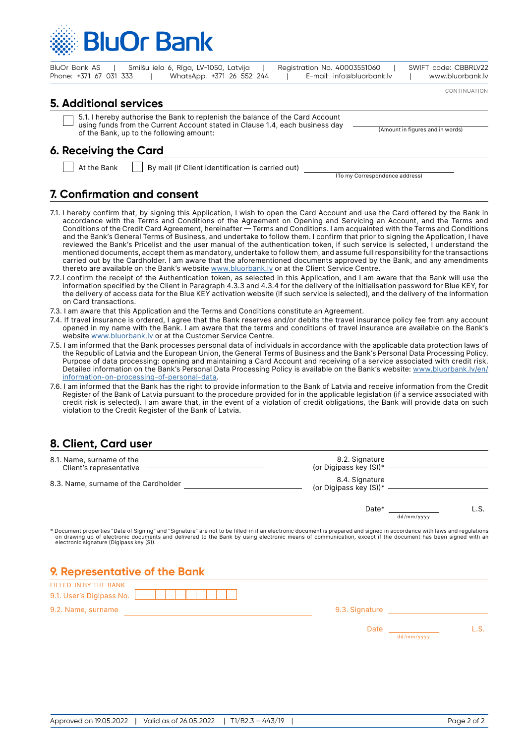CONTINUATION

## 5. Additional services

☐ 5.1. I hereby authorise the Bank to replenish the balance of the Card Account using funds from the Current Account stated in Clause 1.4, each business day of the Bank, up to the following amount: ____________________ (Amount in figures and in words)

## 6. Receiving the Card

☐ At the Bank ☐ By mail (if Client identification is carried out) ____________________ (To my Correspondence address)

## 7. Confirmation and consent

7.1. I hereby confirm that, by signing this Application, I wish to open the Card Account and use the Card offered by the Bank in accordance with the Terms and Conditions of the Agreement on Opening and Servicing an Account, and the Terms and Conditions of the Credit Card Agreement, hereinafter — Terms and Conditions. I am acquainted with the Terms and Conditions and the Bank's General Terms of Business, and undertake to follow them. I confirm that prior to signing the Application, I have reviewed the Bank's Pricelist and the user manual of the authentication token, if such service is selected, I understand the mentioned documents, accept them as mandatory, undertake to follow them, and assume full responsibility for the transactions carried out by the Cardholder. I am aware that the aforementioned documents approved by the Bank, and any amendments thereto are available on the Bank's website www.bluorbank.lv or at the Client Service Centre.

7.2. I confirm the receipt of the Authentication token, as selected in this Application, and I am aware that the Bank will use the information specified by the Client in Paragraph 4.3.3 and 4.3.4 for the delivery of the initialisation password for Blue KEY, for the delivery of access data for the Blue KEY activation website (if such service is selected), and the delivery of the information on Card transactions.

7.3. I am aware that this Application and the Terms and Conditions constitute an Agreement.

7.4. If travel insurance is ordered, I agree that the Bank reserves and/or debits the travel insurance policy fee from any account opened in my name with the Bank. I am aware that the terms and conditions of travel insurance are available on the Bank's website www.bluorbank.lv or at the Customer Service Centre.

7.5. I am informed that the Bank processes personal data of individuals in accordance with the applicable data protection laws of the Republic of Latvia and the European Union, the General Terms of Business and the Bank's Personal Data Processing Policy. Purpose of data processing: opening and maintaining a Card Account and receiving of a service associated with credit risk. Detailed information on the Bank's Personal Data Processing Policy is available on the Bank's website: www.bluorbank.lv/en/information-on-processing-of-personal-data.

7.6. I am informed that the Bank has the right to provide information to the Bank of Latvia and receive information from the Credit Register of the Bank of Latvia pursuant to the procedure provided for in the applicable legislation (if a service associated with credit risk is selected). I am aware that, in the event of a violation of credit obligations, the Bank will provide data on such violation to the Credit Register of the Bank of Latvia.

## 8. Client, Card user

8.1. Name, surname of the Client's representative ____________________

8.2. Signature (or Digipass key (S))* ____________________

8.3. Name, surname of the Cardholder ____________________

8.4. Signature (or Digipass key (S))* ____________________

Date* ____________ dd/mm/yyyy L.S.

\* Document properties "Date of Signing" and "Signature" are not to be filled-in if an electronic document is prepared and signed in accordance with laws and regulations on drawing up of electronic documents and delivered to the Bank by using electronic means of communication, except if the document has been signed with an electronic signature (Digipass key (S)).

## 9. Representative of the Bank

FILLED-IN BY THE BANK

9.1. User's Digipass No. ☐☐☐☐☐☐☐☐☐☐

9.2. Name, surname ____________________

9.3. Signature ____________________

Date ____________ dd/mm/yyyy L.S.

Approved on 19.05.2022 | Valid as of 26.05.2022 | T1/B2.3 – 443/19 |